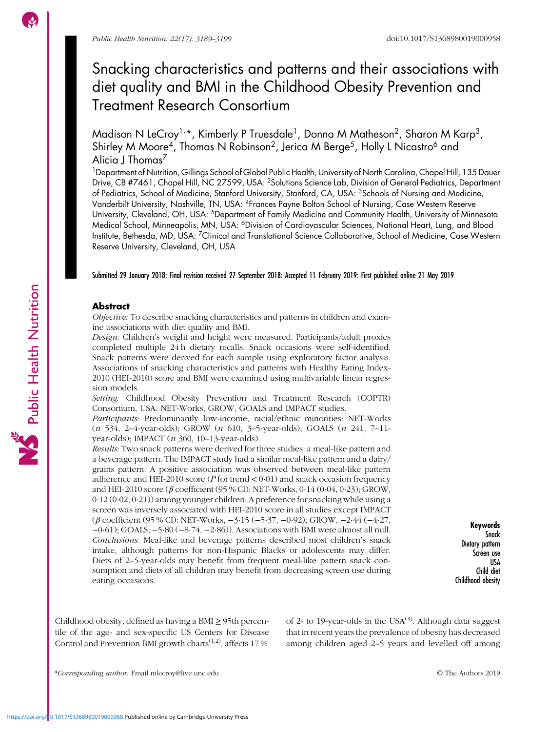# Snacking characteristics and patterns and their associations with diet quality and BMI in the Childhood Obesity Prevention and Treatment Research Consortium

Madison N LeCroy[1,*], Kimberly P Truesdale[1], Donna M Matheson[2], Sharon M Karp[3], Shirley M Moore[4], Thomas N Robinson[2], Jerica M Berge[5], Holly L Nicastro[6] and Alicia J Thomas[7]

[1]Department of Nutrition, Gillings School of Global Public Health, University of North Carolina, Chapel Hill, 135 Dauer Drive, CB #7461, Chapel Hill, NC 27599, USA: [2]Solutions Science Lab, Division of General Pediatrics, Department of Pediatrics, School of Medicine, Stanford University, Stanford, CA, USA: [3]Schools of Nursing and Medicine, Vanderbilt University, Nashville, TN, USA: [4]Frances Payne Bolton School of Nursing, Case Western Reserve University, Cleveland, OH, USA: [5]Department of Family Medicine and Community Health, University of Minnesota Medical School, Minneapolis, MN, USA: [6]Division of Cardiovascular Sciences, National Heart, Lung, and Blood Institute, Bethesda, MD, USA: [7]Clinical and Translational Science Collaborative, School of Medicine, Case Western Reserve University, Cleveland, OH, USA

Submitted 29 January 2018: Final revision received 27 September 2018: Accepted 11 February 2019: First published online 21 May 2019

## Abstract

*Objective:* To describe snacking characteristics and patterns in children and examine associations with diet quality and BMI.

*Design:* Children's weight and height were measured. Participants/adult proxies completed multiple 24 h dietary recalls. Snack occasions were self-identified. Snack patterns were derived for each sample using exploratory factor analysis. Associations of snacking characteristics and patterns with Healthy Eating Index-2010 (HEI-2010) score and BMI were examined using multivariable linear regression models.

*Setting:* Childhood Obesity Prevention and Treatment Research (COPTR) Consortium, USA: NET-Works, GROW, GOALS and IMPACT studies.

*Participants:* Predominantly low-income, racial/ethnic minorities: NET-Works (*n* 534, 2–4-year-olds); GROW (*n* 610, 3–5-year-olds); GOALS (*n* 241, 7–11-year-olds); IMPACT (*n* 360, 10–13-year-olds).

*Results:* Two snack patterns were derived for three studies: a meal-like pattern and a beverage pattern. The IMPACT study had a similar meal-like pattern and a dairy/grains pattern. A positive association was observed between meal-like pattern adherence and HEI-2010 score ($P$ for trend < 0·01) and snack occasion frequency and HEI-2010 score ($\beta$ coefficient (95 % CI): NET-Works, 0·14 (0·04, 0·23); GROW, 0·12 (0·02, 0·21)) among younger children. A preference for snacking while using a screen was inversely associated with HEI-2010 score in all studies except IMPACT ($\beta$ coefficient (95 % CI): NET-Works, −3·15 (−5·37, −0·92); GROW, −2·44 (−4·27, −0·61); GOALS, −5·80 (−8·74, −2·86)). Associations with BMI were almost all null.

*Conclusions:* Meal-like and beverage patterns described most children's snack intake, although patterns for non-Hispanic Blacks or adolescents may differ. Diets of 2–5-year-olds may benefit from frequent meal-like pattern snack consumption and diets of all children may benefit from decreasing screen use during eating occasions.

**Keywords**
Snack
Dietary pattern
Screen use
USA
Child diet
Childhood obesity

Childhood obesity, defined as having a BMI ≥ 95th percentile of the age- and sex-specific US Centers for Disease Control and Prevention BMI growth charts[1,2], affects 17 % of 2- to 19-year-olds in the USA[3]. Although data suggest that in recent years the prevalence of obesity has decreased among children aged 2–5 years and levelled off among

*Corresponding author: Email mlecroy@live.unc.edu

© The Authors 2019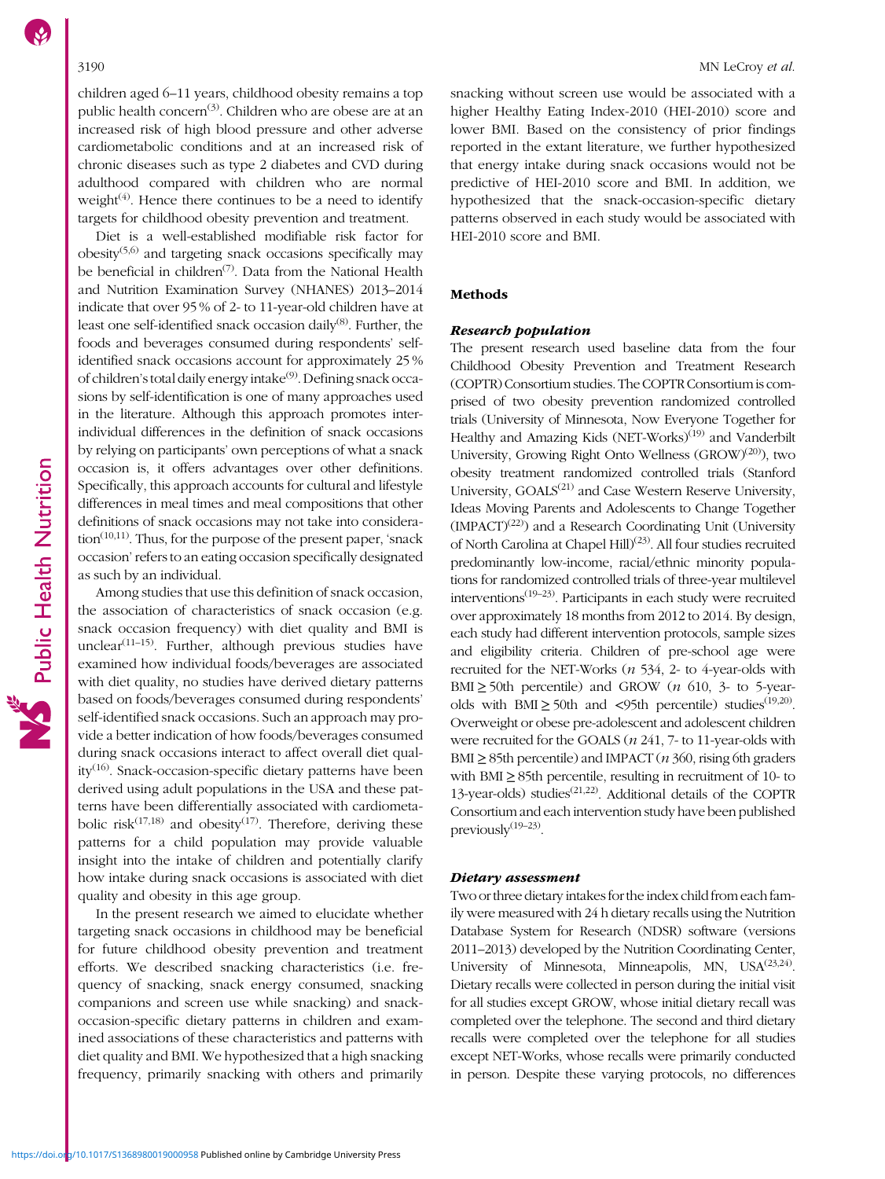children aged 6–11 years, childhood obesity remains a top public health concern[3]. Children who are obese are at an increased risk of high blood pressure and other adverse cardiometabolic conditions and at an increased risk of chronic diseases such as type 2 diabetes and CVD during adulthood compared with children who are normal weight[4]. Hence there continues to be a need to identify targets for childhood obesity prevention and treatment.

Diet is a well-established modifiable risk factor for obesity[5,6] and targeting snack occasions specifically may be beneficial in children[7]. Data from the National Health and Nutrition Examination Survey (NHANES) 2013–2014 indicate that over 95 % of 2- to 11-year-old children have at least one self-identified snack occasion daily[8]. Further, the foods and beverages consumed during respondents' self-identified snack occasions account for approximately 25 % of children's total daily energy intake[9]. Defining snack occasions by self-identification is one of many approaches used in the literature. Although this approach promotes inter-individual differences in the definition of snack occasions by relying on participants' own perceptions of what a snack occasion is, it offers advantages over other definitions. Specifically, this approach accounts for cultural and lifestyle differences in meal times and meal compositions that other definitions of snack occasions may not take into consideration[10,11]. Thus, for the purpose of the present paper, 'snack occasion' refers to an eating occasion specifically designated as such by an individual.

Among studies that use this definition of snack occasion, the association of characteristics of snack occasion (e.g. snack occasion frequency) with diet quality and BMI is unclear[11–15]. Further, although previous studies have examined how individual foods/beverages are associated with diet quality, no studies have derived dietary patterns based on foods/beverages consumed during respondents' self-identified snack occasions. Such an approach may provide a better indication of how foods/beverages consumed during snack occasions interact to affect overall diet quality[16]. Snack-occasion-specific dietary patterns have been derived using adult populations in the USA and these patterns have been differentially associated with cardiometabolic risk[17,18] and obesity[17]. Therefore, deriving these patterns for a child population may provide valuable insight into the intake of children and potentially clarify how intake during snack occasions is associated with diet quality and obesity in this age group.

In the present research we aimed to elucidate whether targeting snack occasions in childhood may be beneficial for future childhood obesity prevention and treatment efforts. We described snacking characteristics (i.e. frequency of snacking, snack energy consumed, snacking companions and screen use while snacking) and snack-occasion-specific dietary patterns in children and examined associations of these characteristics and patterns with diet quality and BMI. We hypothesized that a high snacking frequency, primarily snacking with others and primarily snacking without screen use would be associated with a higher Healthy Eating Index-2010 (HEI-2010) score and lower BMI. Based on the consistency of prior findings reported in the extant literature, we further hypothesized that energy intake during snack occasions would not be predictive of HEI-2010 score and BMI. In addition, we hypothesized that the snack-occasion-specific dietary patterns observed in each study would be associated with HEI-2010 score and BMI.

## Methods

### *Research population*

The present research used baseline data from the four Childhood Obesity Prevention and Treatment Research (COPTR) Consortium studies. The COPTR Consortium is comprised of two obesity prevention randomized controlled trials (University of Minnesota, Now Everyone Together for Healthy and Amazing Kids (NET-Works)[19] and Vanderbilt University, Growing Right Onto Wellness (GROW)[20]), two obesity treatment randomized controlled trials (Stanford University, GOALS[21] and Case Western Reserve University, Ideas Moving Parents and Adolescents to Change Together (IMPACT)[22]) and a Research Coordinating Unit (University of North Carolina at Chapel Hill)[23]. All four studies recruited predominantly low-income, racial/ethnic minority populations for randomized controlled trials of three-year multilevel interventions[19–23]. Participants in each study were recruited over approximately 18 months from 2012 to 2014. By design, each study had different intervention protocols, sample sizes and eligibility criteria. Children of pre-school age were recruited for the NET-Works (*n* 534, 2- to 4-year-olds with BMI ≥ 50th percentile) and GROW (*n* 610, 3- to 5-year-olds with BMI ≥ 50th and <95th percentile) studies[19,20]. Overweight or obese pre-adolescent and adolescent children were recruited for the GOALS (*n* 241, 7- to 11-year-olds with BMI ≥ 85th percentile) and IMPACT (*n* 360, rising 6th graders with BMI ≥ 85th percentile, resulting in recruitment of 10- to 13-year-olds) studies[21,22]. Additional details of the COPTR Consortium and each intervention study have been published previously[19–23].

### *Dietary assessment*

Two or three dietary intakes for the index child from each family were measured with 24 h dietary recalls using the Nutrition Database System for Research (NDSR) software (versions 2011–2013) developed by the Nutrition Coordinating Center, University of Minnesota, Minneapolis, MN, USA[23,24]. Dietary recalls were collected in person during the initial visit for all studies except GROW, whose initial dietary recall was completed over the telephone. The second and third dietary recalls were completed over the telephone for all studies except NET-Works, whose recalls were primarily conducted in person. Despite these varying protocols, no differences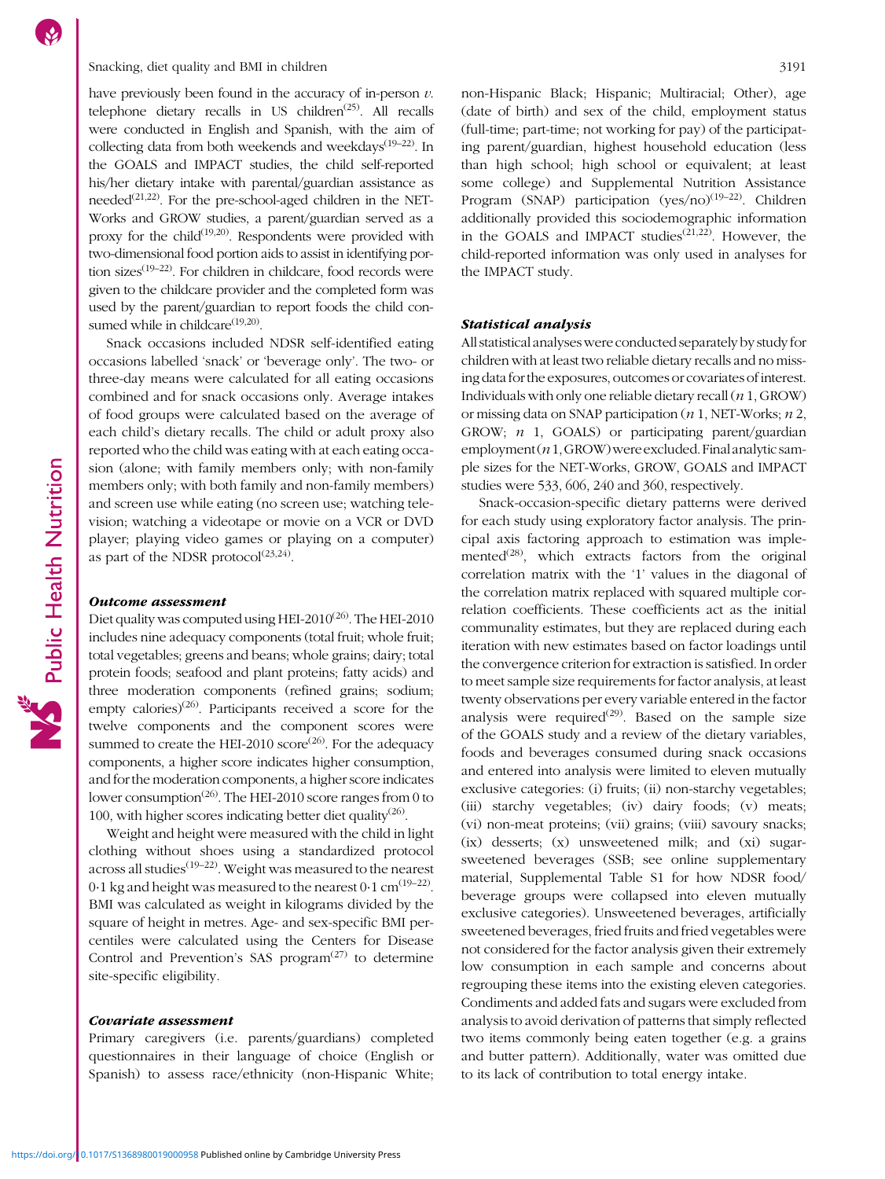have previously been found in the accuracy of in-person *v.* telephone dietary recalls in US children[25]. All recalls were conducted in English and Spanish, with the aim of collecting data from both weekends and weekdays[19–22]. In the GOALS and IMPACT studies, the child self-reported his/her dietary intake with parental/guardian assistance as needed[21,22]. For the pre-school-aged children in the NET-Works and GROW studies, a parent/guardian served as a proxy for the child[19,20]. Respondents were provided with two-dimensional food portion aids to assist in identifying portion sizes[19–22]. For children in childcare, food records were given to the childcare provider and the completed form was used by the parent/guardian to report foods the child consumed while in childcare[19,20].

Snack occasions included NDSR self-identified eating occasions labelled 'snack' or 'beverage only'. The two- or three-day means were calculated for all eating occasions combined and for snack occasions only. Average intakes of food groups were calculated based on the average of each child's dietary recalls. The child or adult proxy also reported who the child was eating with at each eating occasion (alone; with family members only; with non-family members only; with both family and non-family members) and screen use while eating (no screen use; watching television; watching a videotape or movie on a VCR or DVD player; playing video games or playing on a computer) as part of the NDSR protocol[23,24].

### Outcome assessment

Diet quality was computed using HEI-2010[26]. The HEI-2010 includes nine adequacy components (total fruit; whole fruit; total vegetables; greens and beans; whole grains; dairy; total protein foods; seafood and plant proteins; fatty acids) and three moderation components (refined grains; sodium; empty calories)[26]. Participants received a score for the twelve components and the component scores were summed to create the HEI-2010 score[26]. For the adequacy components, a higher score indicates higher consumption, and for the moderation components, a higher score indicates lower consumption[26]. The HEI-2010 score ranges from 0 to 100, with higher scores indicating better diet quality[26].

Weight and height were measured with the child in light clothing without shoes using a standardized protocol across all studies[19–22]. Weight was measured to the nearest 0·1 kg and height was measured to the nearest 0·1 cm[19–22]. BMI was calculated as weight in kilograms divided by the square of height in metres. Age- and sex-specific BMI percentiles were calculated using the Centers for Disease Control and Prevention's SAS program[27] to determine site-specific eligibility.

### Covariate assessment

Primary caregivers (i.e. parents/guardians) completed questionnaires in their language of choice (English or Spanish) to assess race/ethnicity (non-Hispanic White; non-Hispanic Black; Hispanic; Multiracial; Other), age (date of birth) and sex of the child, employment status (full-time; part-time; not working for pay) of the participating parent/guardian, highest household education (less than high school; high school or equivalent; at least some college) and Supplemental Nutrition Assistance Program (SNAP) participation (yes/no)[19–22]. Children additionally provided this sociodemographic information in the GOALS and IMPACT studies[21,22]. However, the child-reported information was only used in analyses for the IMPACT study.

### Statistical analysis

All statistical analyses were conducted separately by study for children with at least two reliable dietary recalls and no missing data for the exposures, outcomes or covariates of interest. Individuals with only one reliable dietary recall (*n* 1, GROW) or missing data on SNAP participation (*n* 1, NET-Works; *n* 2, GROW; *n* 1, GOALS) or participating parent/guardian employment (*n* 1, GROW) were excluded. Final analytic sample sizes for the NET-Works, GROW, GOALS and IMPACT studies were 533, 606, 240 and 360, respectively.

Snack-occasion-specific dietary patterns were derived for each study using exploratory factor analysis. The principal axis factoring approach to estimation was implemented[28], which extracts factors from the original correlation matrix with the '1' values in the diagonal of the correlation matrix replaced with squared multiple correlation coefficients. These coefficients act as the initial communality estimates, but they are replaced during each iteration with new estimates based on factor loadings until the convergence criterion for extraction is satisfied. In order to meet sample size requirements for factor analysis, at least twenty observations per every variable entered in the factor analysis were required[29]. Based on the sample size of the GOALS study and a review of the dietary variables, foods and beverages consumed during snack occasions and entered into analysis were limited to eleven mutually exclusive categories: (i) fruits; (ii) non-starchy vegetables; (iii) starchy vegetables; (iv) dairy foods; (v) meats; (vi) non-meat proteins; (vii) grains; (viii) savoury snacks; (ix) desserts; (x) unsweetened milk; and (xi) sugar-sweetened beverages (SSB; see online supplementary material, Supplemental Table S1 for how NDSR food/beverage groups were collapsed into eleven mutually exclusive categories). Unsweetened beverages, artificially sweetened beverages, fried fruits and fried vegetables were not considered for the factor analysis given their extremely low consumption in each sample and concerns about regrouping these items into the existing eleven categories. Condiments and added fats and sugars were excluded from analysis to avoid derivation of patterns that simply reflected two items commonly being eaten together (e.g. a grains and butter pattern). Additionally, water was omitted due to its lack of contribution to total energy intake.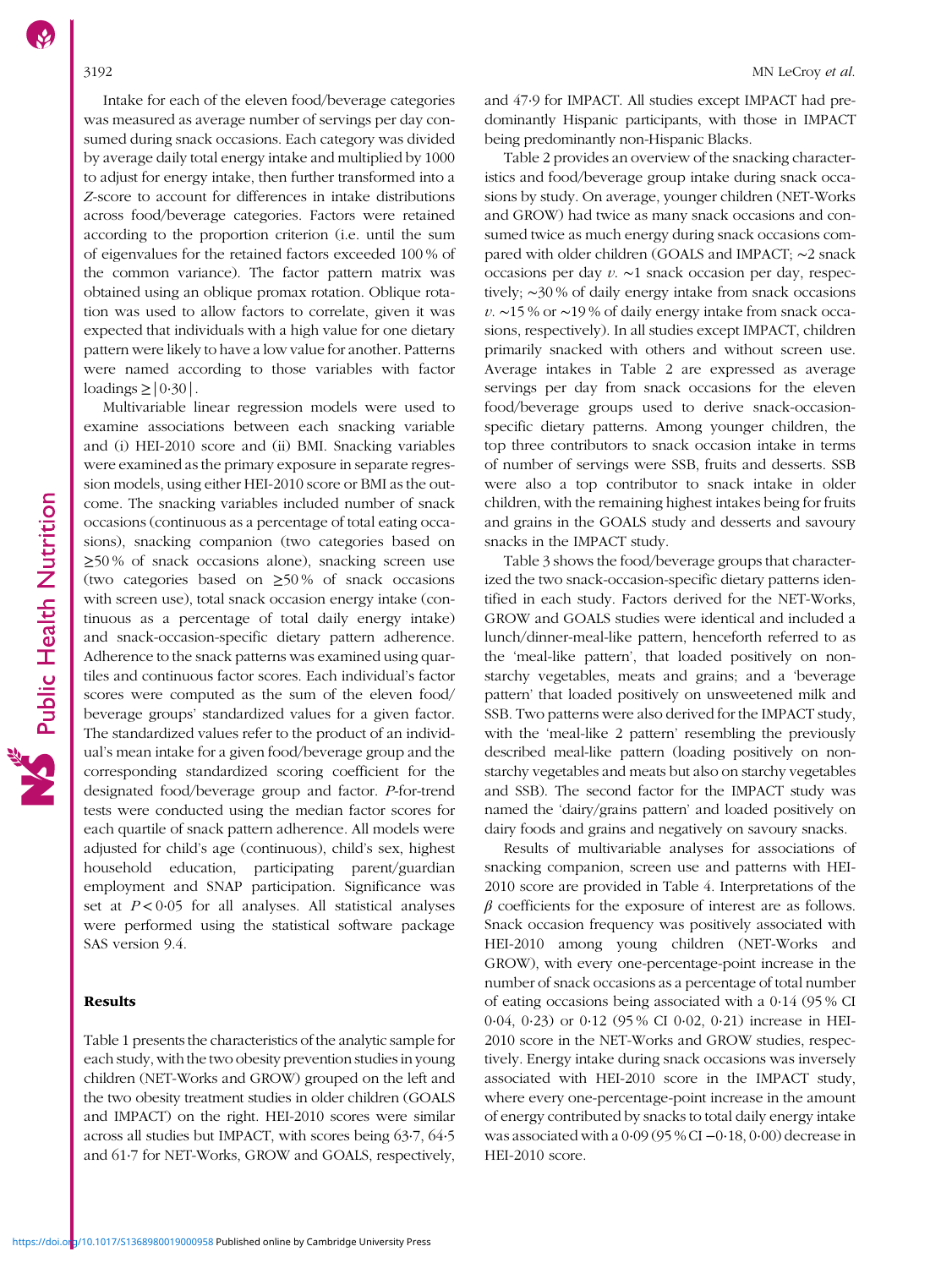Intake for each of the eleven food/beverage categories was measured as average number of servings per day consumed during snack occasions. Each category was divided by average daily total energy intake and multiplied by 1000 to adjust for energy intake, then further transformed into a *Z*-score to account for differences in intake distributions across food/beverage categories. Factors were retained according to the proportion criterion (i.e. until the sum of eigenvalues for the retained factors exceeded 100 % of the common variance). The factor pattern matrix was obtained using an oblique promax rotation. Oblique rotation was used to allow factors to correlate, given it was expected that individuals with a high value for one dietary pattern were likely to have a low value for another. Patterns were named according to those variables with factor loadings $\geq |0{\cdot}30|$.

Multivariable linear regression models were used to examine associations between each snacking variable and (i) HEI-2010 score and (ii) BMI. Snacking variables were examined as the primary exposure in separate regression models, using either HEI-2010 score or BMI as the outcome. The snacking variables included number of snack occasions (continuous as a percentage of total eating occasions), snacking companion (two categories based on ≥50 % of snack occasions alone), snacking screen use (two categories based on ≥50 % of snack occasions with screen use), total snack occasion energy intake (continuous as a percentage of total daily energy intake) and snack-occasion-specific dietary pattern adherence. Adherence to the snack patterns was examined using quartiles and continuous factor scores. Each individual's factor scores were computed as the sum of the eleven food/beverage groups' standardized values for a given factor. The standardized values refer to the product of an individual's mean intake for a given food/beverage group and the corresponding standardized scoring coefficient for the designated food/beverage group and factor. *P*-for-trend tests were conducted using the median factor scores for each quartile of snack pattern adherence. All models were adjusted for child's age (continuous), child's sex, highest household education, participating parent/guardian employment and SNAP participation. Significance was set at $P < 0{\cdot}05$ for all analyses. All statistical analyses were performed using the statistical software package SAS version 9.4.

### Results

Table 1 presents the characteristics of the analytic sample for each study, with the two obesity prevention studies in young children (NET-Works and GROW) grouped on the left and the two obesity treatment studies in older children (GOALS and IMPACT) on the right. HEI-2010 scores were similar across all studies but IMPACT, with scores being 63·7, 64·5 and 61·7 for NET-Works, GROW and GOALS, respectively, and 47·9 for IMPACT. All studies except IMPACT had predominantly Hispanic participants, with those in IMPACT being predominantly non-Hispanic Blacks.

Table 2 provides an overview of the snacking characteristics and food/beverage group intake during snack occasions by study. On average, younger children (NET-Works and GROW) had twice as many snack occasions and consumed twice as much energy during snack occasions compared with older children (GOALS and IMPACT; ~2 snack occasions per day *v.* ~1 snack occasion per day, respectively; ~30 % of daily energy intake from snack occasions *v.* ~15 % or ~19 % of daily energy intake from snack occasions, respectively). In all studies except IMPACT, children primarily snacked with others and without screen use. Average intakes in Table 2 are expressed as average servings per day from snack occasions for the eleven food/beverage groups used to derive snack-occasion-specific dietary patterns. Among younger children, the top three contributors to snack occasion intake in terms of number of servings were SSB, fruits and desserts. SSB were also a top contributor to snack intake in older children, with the remaining highest intakes being for fruits and grains in the GOALS study and desserts and savoury snacks in the IMPACT study.

Table 3 shows the food/beverage groups that characterized the two snack-occasion-specific dietary patterns identified in each study. Factors derived for the NET-Works, GROW and GOALS studies were identical and included a lunch/dinner-meal-like pattern, henceforth referred to as the 'meal-like pattern', that loaded positively on non-starchy vegetables, meats and grains; and a 'beverage pattern' that loaded positively on unsweetened milk and SSB. Two patterns were also derived for the IMPACT study, with the 'meal-like 2 pattern' resembling the previously described meal-like pattern (loading positively on non-starchy vegetables and meats but also on starchy vegetables and SSB). The second factor for the IMPACT study was named the 'dairy/grains pattern' and loaded positively on dairy foods and grains and negatively on savoury snacks.

Results of multivariable analyses for associations of snacking companion, screen use and patterns with HEI-2010 score are provided in Table 4. Interpretations of the $\beta$ coefficients for the exposure of interest are as follows. Snack occasion frequency was positively associated with HEI-2010 among young children (NET-Works and GROW), with every one-percentage-point increase in the number of snack occasions as a percentage of total number of eating occasions being associated with a 0·14 (95 % CI 0·04, 0·23) or 0·12 (95 % CI 0·02, 0·21) increase in HEI-2010 score in the NET-Works and GROW studies, respectively. Energy intake during snack occasions was inversely associated with HEI-2010 score in the IMPACT study, where every one-percentage-point increase in the amount of energy contributed by snacks to total daily energy intake was associated with a 0·09 (95 % CI −0·18, 0·00) decrease in HEI-2010 score.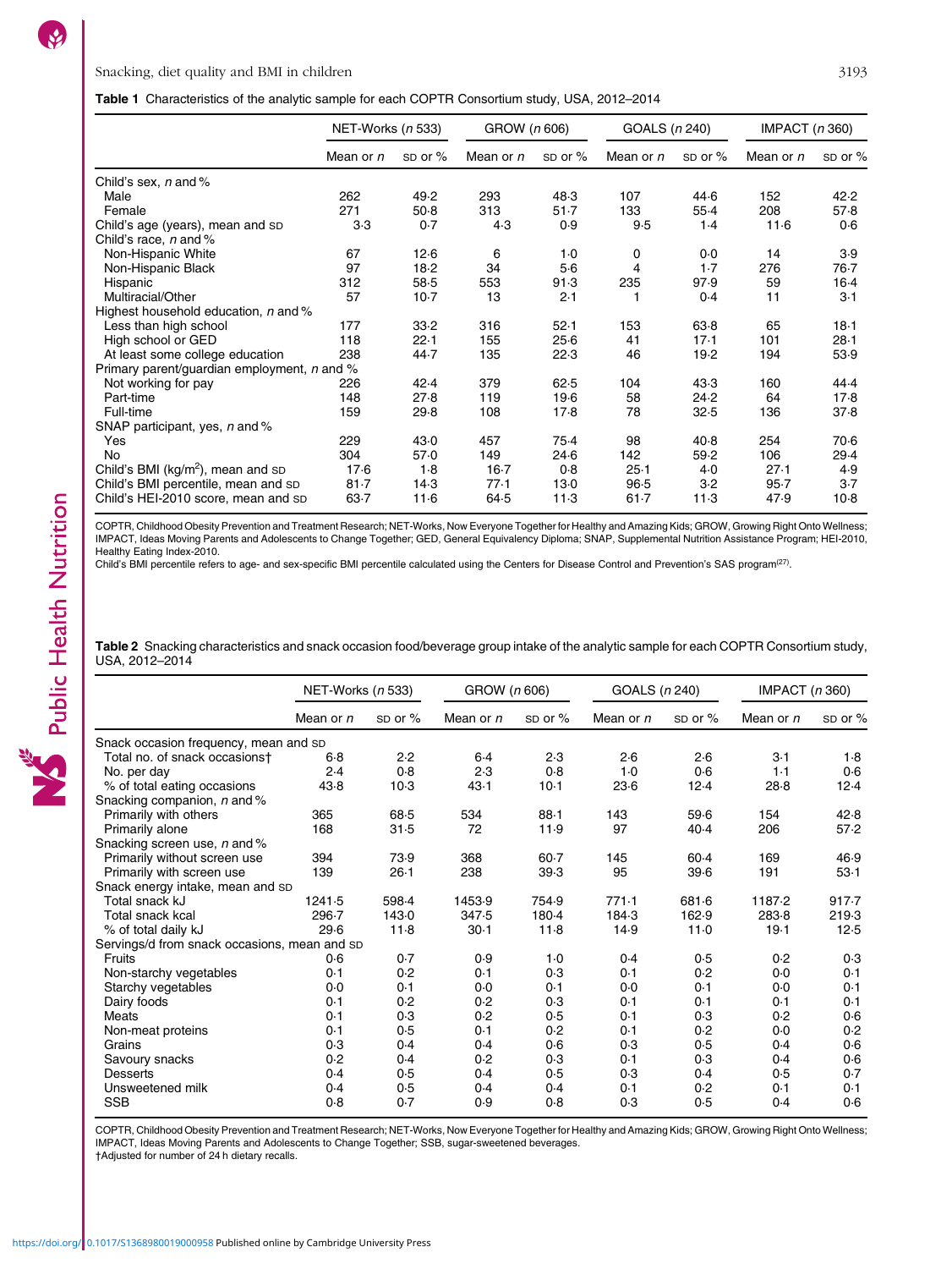**Table 1** Characteristics of the analytic sample for each COPTR Consortium study, USA, 2012–2014

| | NET-Works (*n* 533) | | GROW (*n* 606) | | GOALS (*n* 240) | | IMPACT (*n* 360) | |
|---|---|---|---|---|---|---|---|---|
| | Mean or *n* | SD or % | Mean or *n* | SD or % | Mean or *n* | SD or % | Mean or *n* | SD or % |
| Child's sex, *n* and % | | | | | | | | |
| Male | 262 | 49·2 | 293 | 48·3 | 107 | 44·6 | 152 | 42·2 |
| Female | 271 | 50·8 | 313 | 51·7 | 133 | 55·4 | 208 | 57·8 |
| Child's age (years), mean and SD | 3·3 | 0·7 | 4·3 | 0·9 | 9·5 | 1·4 | 11·6 | 0·6 |
| Child's race, *n* and % | | | | | | | | |
| Non-Hispanic White | 67 | 12·6 | 6 | 1·0 | 0 | 0·0 | 14 | 3·9 |
| Non-Hispanic Black | 97 | 18·2 | 34 | 5·6 | 4 | 1·7 | 276 | 76·7 |
| Hispanic | 312 | 58·5 | 553 | 91·3 | 235 | 97·9 | 59 | 16·4 |
| Multiracial/Other | 57 | 10·7 | 13 | 2·1 | 1 | 0·4 | 11 | 3·1 |
| Highest household education, *n* and % | | | | | | | | |
| Less than high school | 177 | 33·2 | 316 | 52·1 | 153 | 63·8 | 65 | 18·1 |
| High school or GED | 118 | 22·1 | 155 | 25·6 | 41 | 17·1 | 101 | 28·1 |
| At least some college education | 238 | 44·7 | 135 | 22·3 | 46 | 19·2 | 194 | 53·9 |
| Primary parent/guardian employment, *n* and % | | | | | | | | |
| Not working for pay | 226 | 42·4 | 379 | 62·5 | 104 | 43·3 | 160 | 44·4 |
| Part-time | 148 | 27·8 | 119 | 19·6 | 58 | 24·2 | 64 | 17·8 |
| Full-time | 159 | 29·8 | 108 | 17·8 | 78 | 32·5 | 136 | 37·8 |
| SNAP participant, yes, *n* and % | | | | | | | | |
| Yes | 229 | 43·0 | 457 | 75·4 | 98 | 40·8 | 254 | 70·6 |
| No | 304 | 57·0 | 149 | 24·6 | 142 | 59·2 | 106 | 29·4 |
| Child's BMI (kg/m$^2$), mean and SD | 17·6 | 1·8 | 16·7 | 0·8 | 25·1 | 4·0 | 27·1 | 4·9 |
| Child's BMI percentile, mean and SD | 81·7 | 14·3 | 77·1 | 13·0 | 96·5 | 3·2 | 95·7 | 3·7 |
| Child's HEI-2010 score, mean and SD | 63·7 | 11·6 | 64·5 | 11·3 | 61·7 | 11·3 | 47·9 | 10·8 |

COPTR, Childhood Obesity Prevention and Treatment Research; NET-Works, Now Everyone Together for Healthy and Amazing Kids; GROW, Growing Right Onto Wellness; IMPACT, Ideas Moving Parents and Adolescents to Change Together; GED, General Equivalency Diploma; SNAP, Supplemental Nutrition Assistance Program; HEI-2010, Healthy Eating Index-2010.
Child's BMI percentile refers to age- and sex-specific BMI percentile calculated using the Centers for Disease Control and Prevention's SAS program[27].

**Table 2** Snacking characteristics and snack occasion food/beverage group intake of the analytic sample for each COPTR Consortium study, USA, 2012–2014

| | NET-Works (*n* 533) | | GROW (*n* 606) | | GOALS (*n* 240) | | IMPACT (*n* 360) | |
|---|---|---|---|---|---|---|---|---|
| | Mean or *n* | SD or % | Mean or *n* | SD or % | Mean or *n* | SD or % | Mean or *n* | SD or % |
| Snack occasion frequency, mean and SD | | | | | | | | |
| Total no. of snack occasions† | 6·8 | 2·2 | 6·4 | 2·3 | 2·6 | 2·6 | 3·1 | 1·8 |
| No. per day | 2·4 | 0·8 | 2·3 | 0·8 | 1·0 | 0·6 | 1·1 | 0·6 |
| % of total eating occasions | 43·8 | 10·3 | 43·1 | 10·1 | 23·6 | 12·4 | 28·8 | 12·4 |
| Snacking companion, *n* and % | | | | | | | | |
| Primarily with others | 365 | 68·5 | 534 | 88·1 | 143 | 59·6 | 154 | 42·8 |
| Primarily alone | 168 | 31·5 | 72 | 11·9 | 97 | 40·4 | 206 | 57·2 |
| Snacking screen use, *n* and % | | | | | | | | |
| Primarily without screen use | 394 | 73·9 | 368 | 60·7 | 145 | 60·4 | 169 | 46·9 |
| Primarily with screen use | 139 | 26·1 | 238 | 39·3 | 95 | 39·6 | 191 | 53·1 |
| Snack energy intake, mean and SD | | | | | | | | |
| Total snack kJ | 1241·5 | 598·4 | 1453·9 | 754·9 | 771·1 | 681·6 | 1187·2 | 917·7 |
| Total snack kcal | 296·7 | 143·0 | 347·5 | 180·4 | 184·3 | 162·9 | 283·8 | 219·3 |
| % of total daily kJ | 29·6 | 11·8 | 30·1 | 11·8 | 14·9 | 11·0 | 19·1 | 12·5 |
| Servings/d from snack occasions, mean and SD | | | | | | | | |
| Fruits | 0·6 | 0·7 | 0·9 | 1·0 | 0·4 | 0·5 | 0·2 | 0·3 |
| Non-starchy vegetables | 0·1 | 0·2 | 0·1 | 0·3 | 0·1 | 0·2 | 0·0 | 0·1 |
| Starchy vegetables | 0·0 | 0·1 | 0·0 | 0·1 | 0·0 | 0·1 | 0·0 | 0·1 |
| Dairy foods | 0·1 | 0·2 | 0·2 | 0·3 | 0·1 | 0·1 | 0·1 | 0·1 |
| Meats | 0·1 | 0·3 | 0·2 | 0·5 | 0·1 | 0·3 | 0·2 | 0·6 |
| Non-meat proteins | 0·1 | 0·5 | 0·1 | 0·2 | 0·1 | 0·2 | 0·0 | 0·2 |
| Grains | 0·3 | 0·4 | 0·4 | 0·6 | 0·3 | 0·5 | 0·4 | 0·6 |
| Savoury snacks | 0·2 | 0·4 | 0·2 | 0·3 | 0·1 | 0·3 | 0·4 | 0·6 |
| Desserts | 0·4 | 0·5 | 0·4 | 0·5 | 0·3 | 0·4 | 0·5 | 0·7 |
| Unsweetened milk | 0·4 | 0·5 | 0·4 | 0·4 | 0·1 | 0·2 | 0·1 | 0·1 |
| SSB | 0·8 | 0·7 | 0·9 | 0·8 | 0·3 | 0·5 | 0·4 | 0·6 |

COPTR, Childhood Obesity Prevention and Treatment Research; NET-Works, Now Everyone Together for Healthy and Amazing Kids; GROW, Growing Right Onto Wellness; IMPACT, Ideas Moving Parents and Adolescents to Change Together; SSB, sugar-sweetened beverages.
†Adjusted for number of 24 h dietary recalls.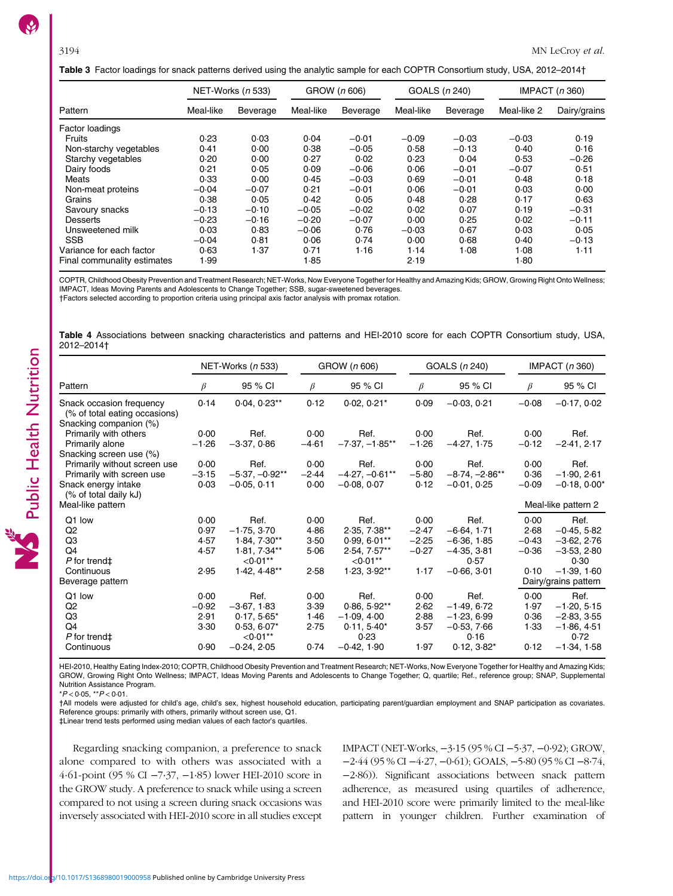**Table 3** Factor loadings for snack patterns derived using the analytic sample for each COPTR Consortium study, USA, 2012–2014†

| Pattern | NET-Works (n 533) | | GROW (n 606) | | GOALS (n 240) | | IMPACT (n 360) | |
|---|---|---|---|---|---|---|---|---|
| | Meal-like | Beverage | Meal-like | Beverage | Meal-like | Beverage | Meal-like 2 | Dairy/grains |
| Factor loadings | | | | | | | | |
| Fruits | 0·23 | 0·03 | 0·04 | −0·01 | −0·09 | −0·03 | −0·03 | 0·19 |
| Non-starchy vegetables | 0·41 | 0·00 | 0·38 | −0·05 | 0·58 | −0·13 | 0·40 | 0·16 |
| Starchy vegetables | 0·20 | 0·00 | 0·27 | 0·02 | 0·23 | 0·04 | 0·53 | −0·26 |
| Dairy foods | 0·21 | 0·05 | 0·09 | −0·06 | 0·06 | −0·01 | −0·07 | 0·51 |
| Meats | 0·33 | 0·00 | 0·45 | −0·03 | 0·69 | −0·01 | 0·48 | 0·18 |
| Non-meat proteins | −0·04 | −0·07 | 0·21 | −0·01 | 0·06 | −0·01 | 0·03 | 0·00 |
| Grains | 0·38 | 0·05 | 0·42 | 0·05 | 0·48 | 0·28 | 0·17 | 0·63 |
| Savoury snacks | −0·13 | −0·10 | −0·05 | −0·02 | 0·02 | 0·07 | 0·19 | −0·31 |
| Desserts | −0·23 | −0·16 | −0·20 | −0·07 | 0·00 | 0·25 | 0·02 | −0·11 |
| Unsweetened milk | 0·03 | 0·83 | −0·06 | 0·76 | −0·03 | 0·67 | 0·03 | 0·05 |
| SSB | −0·04 | 0·81 | 0·06 | 0·74 | 0·00 | 0·68 | 0·40 | −0·13 |
| Variance for each factor | 0·63 | 1·37 | 0·71 | 1·16 | 1·14 | 1·08 | 1·08 | 1·11 |
| Final communality estimates | 1·99 | | 1·85 | | 2·19 | | 1·80 | |

COPTR, Childhood Obesity Prevention and Treatment Research; NET-Works, Now Everyone Together for Healthy and Amazing Kids; GROW, Growing Right Onto Wellness; IMPACT, Ideas Moving Parents and Adolescents to Change Together; SSB, sugar-sweetened beverages.
†Factors selected according to proportion criteria using principal axis factor analysis with promax rotation.

**Table 4** Associations between snacking characteristics and patterns and HEI-2010 score for each COPTR Consortium study, USA, 2012–2014†

| Pattern | NET-Works (n 533) | | GROW (n 606) | | GOALS (n 240) | | IMPACT (n 360) | |
|---|---|---|---|---|---|---|---|---|
| | β | 95 % CI | β | 95 % CI | β | 95 % CI | β | 95 % CI |
| Snack occasion frequency (% of total eating occasions) | 0·14 | 0·04, 0·23** | 0·12 | 0·02, 0·21* | 0·09 | −0·03, 0·21 | −0·08 | −0·17, 0·02 |
| Snacking companion (%) | | | | | | | | |
| Primarily with others | 0·00 | Ref. | 0·00 | Ref. | 0·00 | Ref. | 0·00 | Ref. |
| Primarily alone | −1·26 | −3·37, 0·86 | −4·61 | −7·37, −1·85** | −1·26 | −4·27, 1·75 | −0·12 | −2·41, 2·17 |
| Snacking screen use (%) | | | | | | | | |
| Primarily without screen use | 0·00 | Ref. | 0·00 | Ref. | 0·00 | Ref. | 0·00 | Ref. |
| Primarily with screen use | −3·15 | −5·37, −0·92** | −2·44 | −4·27, −0·61** | −5·80 | −8·74, −2·86** | 0·36 | −1·90, 2·61 |
| Snack energy intake (% of total daily kJ) | 0·03 | −0·05, 0·11 | 0·00 | −0·08, 0·07 | 0·12 | −0·01, 0·25 | −0·09 | −0·18, 0·00* |
| Meal-like pattern | | | | | | | Meal-like pattern 2 | |
| Q1 low | 0·00 | Ref. | 0·00 | Ref. | 0·00 | Ref. | 0·00 | Ref. |
| Q2 | 0·97 | −1·75, 3·70 | 4·86 | 2·35, 7·38** | −2·47 | −6·64, 1·71 | 2·68 | −0·45, 5·82 |
| Q3 | 4·57 | 1·84, 7·30** | 3·50 | 0·99, 6·01** | −2·25 | −6·36, 1·85 | −0·43 | −3·62, 2·76 |
| Q4 | 4·57 | 1·81, 7·34** | 5·06 | 2·54, 7·57** | −0·27 | −4·35, 3·81 | −0·36 | −3·53, 2·80 |
| P for trend‡ | | <0·01** | | <0·01** | | 0·57 | | 0·30 |
| Continuous | 2·95 | 1·42, 4·48** | 2·58 | 1·23, 3·92** | 1·17 | −0·66, 3·01 | 0·10 | −1·39, 1·60 |
| Beverage pattern | | | | | | | Dairy/grains pattern | |
| Q1 low | 0·00 | Ref. | 0·00 | Ref. | 0·00 | Ref. | 0·00 | Ref. |
| Q2 | −0·92 | −3·67, 1·83 | 3·39 | 0·86, 5·92** | 2·62 | −1·49, 6·72 | 1·97 | −1·20, 5·15 |
| Q3 | 2·91 | 0·17, 5·65* | 1·46 | −1·09, 4·00 | 2·88 | −1·23, 6·99 | 0·36 | −2·83, 3·55 |
| Q4 | 3·30 | 0·53, 6·07* | 2·75 | 0·11, 5·40* | 3·57 | −0·53, 7·66 | 1·33 | −1·86, 4·51 |
| P for trend‡ | | <0·01** | | 0·23 | | 0·16 | | 0·72 |
| Continuous | 0·90 | −0·24, 2·05 | 0·74 | −0·42, 1·90 | 1·97 | 0·12, 3·82* | 0·12 | −1·34, 1·58 |

HEI-2010, Healthy Eating Index-2010; COPTR, Childhood Obesity Prevention and Treatment Research; NET-Works, Now Everyone Together for Healthy and Amazing Kids; GROW, Growing Right Onto Wellness; IMPACT, Ideas Moving Parents and Adolescents to Change Together; Q, quartile; Ref., reference group; SNAP, Supplemental Nutrition Assistance Program.
*$P < 0·05$, **$P < 0·01$.
†All models were adjusted for child's age, child's sex, highest household education, participating parent/guardian employment and SNAP participation as covariates. Reference groups: primarily with others, primarily without screen use, Q1.
‡Linear trend tests performed using median values of each factor's quartiles.

Regarding snacking companion, a preference to snack alone compared to with others was associated with a 4·61-point (95 % CI −7·37, −1·85) lower HEI-2010 score in the GROW study. A preference to snack while using a screen compared to not using a screen during snack occasions was inversely associated with HEI-2010 score in all studies except IMPACT (NET-Works, −3·15 (95 % CI −5·37, −0·92); GROW, −2·44 (95 % CI −4·27, −0·61); GOALS, −5·80 (95 % CI −8·74, −2·86)). Significant associations between snack pattern adherence, as measured using quartiles of adherence, and HEI-2010 score were primarily limited to the meal-like pattern in younger children. Further examination of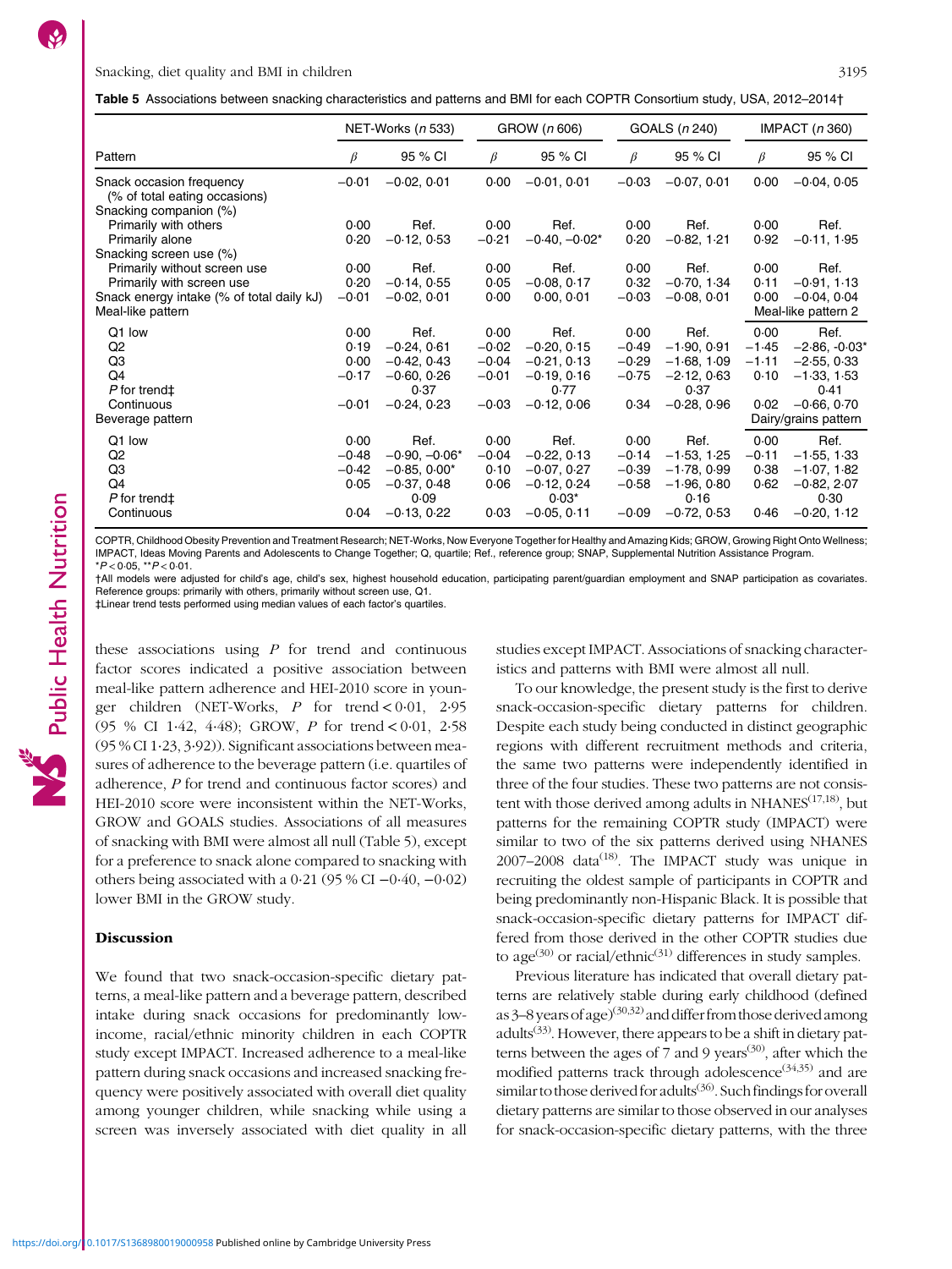**Table 5** Associations between snacking characteristics and patterns and BMI for each COPTR Consortium study, USA, 2012–2014†

| Pattern | NET-Works (n 533) | | GROW (n 606) | | GOALS (n 240) | | IMPACT (n 360) | |
|---|---|---|---|---|---|---|---|---|
| | β | 95 % CI | β | 95 % CI | β | 95 % CI | β | 95 % CI |
| Snack occasion frequency (% of total eating occasions) | −0·01 | −0·02, 0·01 | 0·00 | −0·01, 0·01 | −0·03 | −0·07, 0·01 | 0·00 | −0·04, 0·05 |
| Snacking companion (%) | | | | | | | | |
| Primarily with others | 0·00 | Ref. | 0·00 | Ref. | 0·00 | Ref. | 0·00 | Ref. |
| Primarily alone | 0·20 | −0·12, 0·53 | −0·21 | −0·40, −0·02* | 0·20 | −0·82, 1·21 | 0·92 | −0·11, 1·95 |
| Snacking screen use (%) | | | | | | | | |
| Primarily without screen use | 0·00 | Ref. | 0·00 | Ref. | 0·00 | Ref. | 0·00 | Ref. |
| Primarily with screen use | 0·20 | −0·14, 0·55 | 0·05 | −0·08, 0·17 | 0·32 | −0·70, 1·34 | 0·11 | −0·91, 1·13 |
| Snack energy intake (% of total daily kJ) | −0·01 | −0·02, 0·01 | 0·00 | 0·00, 0·01 | −0·03 | −0·08, 0·01 | 0·00 | −0·04, 0·04 |
| Meal-like pattern | | | | | | | Meal-like pattern 2 | |
| Q1 low | 0·00 | Ref. | 0·00 | Ref. | 0·00 | Ref. | 0·00 | Ref. |
| Q2 | 0·19 | −0·24, 0·61 | −0·02 | −0·20, 0·15 | −0·49 | −1·90, 0·91 | −1·45 | −2·86, -0·03* |
| Q3 | 0·00 | −0·42, 0·43 | −0·04 | −0·21, 0·13 | −0·29 | −1·68, 1·09 | −1·11 | −2·55, 0·33 |
| Q4 | −0·17 | −0·60, 0·26 | −0·01 | −0·19, 0·16 | −0·75 | −2·12, 0·63 | 0·10 | −1·33, 1·53 |
| P for trend‡ | | 0·37 | | 0·77 | | 0·37 | | 0·41 |
| Continuous | −0·01 | −0·24, 0·23 | −0·03 | −0·12, 0·06 | 0·34 | −0·28, 0·96 | 0·02 | −0·66, 0·70 |
| Beverage pattern | | | | | | | Dairy/grains pattern | |
| Q1 low | 0·00 | Ref. | 0·00 | Ref. | 0·00 | Ref. | 0·00 | Ref. |
| Q2 | −0·48 | −0·90, −0·06* | −0·04 | −0·22, 0·13 | −0·14 | −1·53, 1·25 | −0·11 | −1·55, 1·33 |
| Q3 | −0·42 | −0·85, 0·00* | 0·10 | −0·07, 0·27 | −0·39 | −1·78, 0·99 | 0·38 | −1·07, 1·82 |
| Q4 | 0·05 | −0·37, 0·48 | 0·06 | −0·12, 0·24 | −0·58 | −1·96, 0·80 | 0·62 | −0·82, 2·07 |
| P for trend‡ | | 0·09 | | 0·03* | | 0·16 | | 0·30 |
| Continuous | 0·04 | −0·13, 0·22 | 0·03 | −0·05, 0·11 | −0·09 | −0·72, 0·53 | 0·46 | −0·20, 1·12 |

COPTR, Childhood Obesity Prevention and Treatment Research; NET-Works, Now Everyone Together for Healthy and Amazing Kids; GROW, Growing Right Onto Wellness; IMPACT, Ideas Moving Parents and Adolescents to Change Together; Q, quartile; Ref., reference group; SNAP, Supplemental Nutrition Assistance Program.
*$P<0·05$, **$P<0·01$.
†All models were adjusted for child's age, child's sex, highest household education, participating parent/guardian employment and SNAP participation as covariates. Reference groups: primarily with others, primarily without screen use, Q1.
‡Linear trend tests performed using median values of each factor's quartiles.

these associations using $P$ for trend and continuous factor scores indicated a positive association between meal-like pattern adherence and HEI-2010 score in younger children (NET-Works, $P$ for trend $<0·01$, 2·95 (95 % CI 1·42, 4·48); GROW, $P$ for trend $<0·01$, 2·58 (95 % CI 1·23, 3·92)). Significant associations between measures of adherence to the beverage pattern (i.e. quartiles of adherence, $P$ for trend and continuous factor scores) and HEI-2010 score were inconsistent within the NET-Works, GROW and GOALS studies. Associations of all measures of snacking with BMI were almost all null (Table 5), except for a preference to snack alone compared to snacking with others being associated with a 0·21 (95 % CI −0·40, −0·02) lower BMI in the GROW study.

## Discussion

We found that two snack-occasion-specific dietary patterns, a meal-like pattern and a beverage pattern, described intake during snack occasions for predominantly low-income, racial/ethnic minority children in each COPTR study except IMPACT. Increased adherence to a meal-like pattern during snack occasions and increased snacking frequency were positively associated with overall diet quality among younger children, while snacking while using a screen was inversely associated with diet quality in all studies except IMPACT. Associations of snacking characteristics and patterns with BMI were almost all null.

To our knowledge, the present study is the first to derive snack-occasion-specific dietary patterns for children. Despite each study being conducted in distinct geographic regions with different recruitment methods and criteria, the same two patterns were independently identified in three of the four studies. These two patterns are not consistent with those derived among adults in NHANES[17,18], but patterns for the remaining COPTR study (IMPACT) were similar to two of the six patterns derived using NHANES 2007–2008 data[18]. The IMPACT study was unique in recruiting the oldest sample of participants in COPTR and being predominantly non-Hispanic Black. It is possible that snack-occasion-specific dietary patterns for IMPACT differed from those derived in the other COPTR studies due to age[30] or racial/ethnic[31] differences in study samples.

Previous literature has indicated that overall dietary patterns are relatively stable during early childhood (defined as 3–8 years of age)[30,32] and differ from those derived among adults[33]. However, there appears to be a shift in dietary patterns between the ages of 7 and 9 years[30], after which the modified patterns track through adolescence[34,35] and are similar to those derived for adults[36]. Such findings for overall dietary patterns are similar to those observed in our analyses for snack-occasion-specific dietary patterns, with the three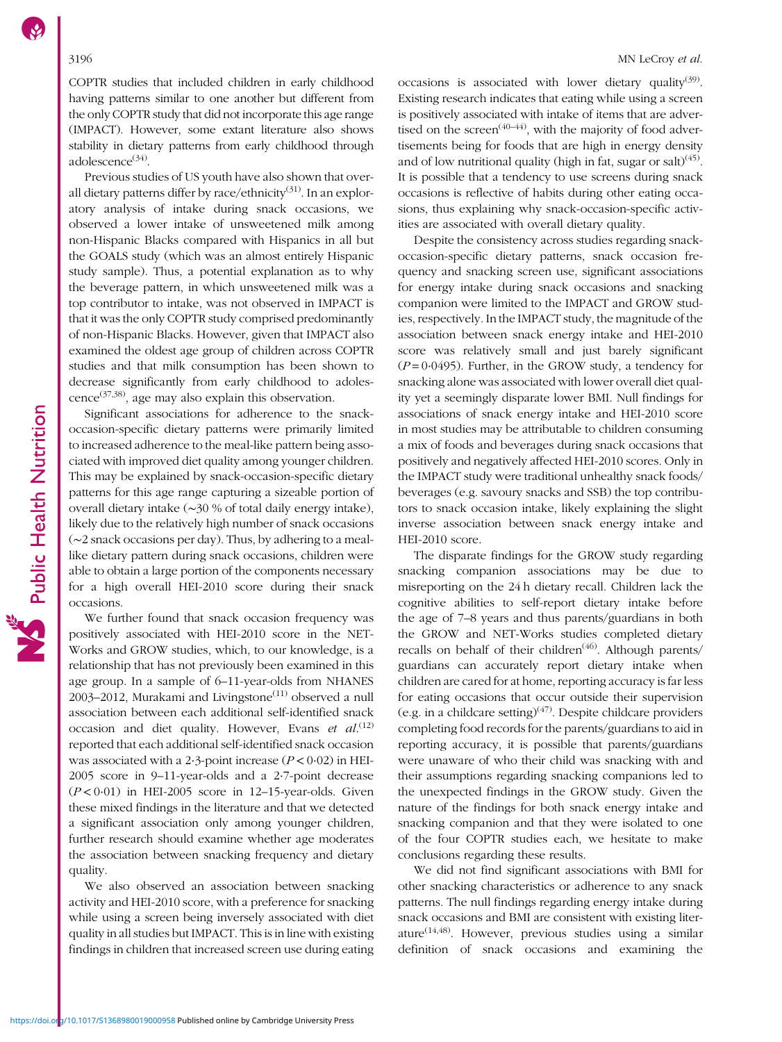COPTR studies that included children in early childhood having patterns similar to one another but different from the only COPTR study that did not incorporate this age range (IMPACT). However, some extant literature also shows stability in dietary patterns from early childhood through adolescence[34].

Previous studies of US youth have also shown that overall dietary patterns differ by race/ethnicity[31]. In an exploratory analysis of intake during snack occasions, we observed a lower intake of unsweetened milk among non-Hispanic Blacks compared with Hispanics in all but the GOALS study (which was an almost entirely Hispanic study sample). Thus, a potential explanation as to why the beverage pattern, in which unsweetened milk was a top contributor to intake, was not observed in IMPACT is that it was the only COPTR study comprised predominantly of non-Hispanic Blacks. However, given that IMPACT also examined the oldest age group of children across COPTR studies and that milk consumption has been shown to decrease significantly from early childhood to adolescence[37,38], age may also explain this observation.

Significant associations for adherence to the snack-occasion-specific dietary patterns were primarily limited to increased adherence to the meal-like pattern being associated with improved diet quality among younger children. This may be explained by snack-occasion-specific dietary patterns for this age range capturing a sizeable portion of overall dietary intake (~30 % of total daily energy intake), likely due to the relatively high number of snack occasions (~2 snack occasions per day). Thus, by adhering to a meal-like dietary pattern during snack occasions, children were able to obtain a large portion of the components necessary for a high overall HEI-2010 score during their snack occasions.

We further found that snack occasion frequency was positively associated with HEI-2010 score in the NET-Works and GROW studies, which, to our knowledge, is a relationship that has not previously been examined in this age group. In a sample of 6–11-year-olds from NHANES 2003–2012, Murakami and Livingstone[11] observed a null association between each additional self-identified snack occasion and diet quality. However, Evans *et al.*[12] reported that each additional self-identified snack occasion was associated with a 2·3-point increase ($P < 0·02$) in HEI-2005 score in 9–11-year-olds and a 2·7-point decrease ($P < 0·01$) in HEI-2005 score in 12–15-year-olds. Given these mixed findings in the literature and that we detected a significant association only among younger children, further research should examine whether age moderates the association between snacking frequency and dietary quality.

We also observed an association between snacking activity and HEI-2010 score, with a preference for snacking while using a screen being inversely associated with diet quality in all studies but IMPACT. This is in line with existing findings in children that increased screen use during eating occasions is associated with lower dietary quality[39]. Existing research indicates that eating while using a screen is positively associated with intake of items that are advertised on the screen[40–44], with the majority of food advertisements being for foods that are high in energy density and of low nutritional quality (high in fat, sugar or salt)[45]. It is possible that a tendency to use screens during snack occasions is reflective of habits during other eating occasions, thus explaining why snack-occasion-specific activities are associated with overall dietary quality.

Despite the consistency across studies regarding snack-occasion-specific dietary patterns, snack occasion frequency and snacking screen use, significant associations for energy intake during snack occasions and snacking companion were limited to the IMPACT and GROW studies, respectively. In the IMPACT study, the magnitude of the association between snack energy intake and HEI-2010 score was relatively small and just barely significant ($P = 0·0495$). Further, in the GROW study, a tendency for snacking alone was associated with lower overall diet quality yet a seemingly disparate lower BMI. Null findings for associations of snack energy intake and HEI-2010 score in most studies may be attributable to children consuming a mix of foods and beverages during snack occasions that positively and negatively affected HEI-2010 scores. Only in the IMPACT study were traditional unhealthy snack foods/beverages (e.g. savoury snacks and SSB) the top contributors to snack occasion intake, likely explaining the slight inverse association between snack energy intake and HEI-2010 score.

The disparate findings for the GROW study regarding snacking companion associations may be due to misreporting on the 24 h dietary recall. Children lack the cognitive abilities to self-report dietary intake before the age of 7–8 years and thus parents/guardians in both the GROW and NET-Works studies completed dietary recalls on behalf of their children[46]. Although parents/guardians can accurately report dietary intake when children are cared for at home, reporting accuracy is far less for eating occasions that occur outside their supervision (e.g. in a childcare setting)[47]. Despite childcare providers completing food records for the parents/guardians to aid in reporting accuracy, it is possible that parents/guardians were unaware of who their child was snacking with and their assumptions regarding snacking companions led to the unexpected findings in the GROW study. Given the nature of the findings for both snack energy intake and snacking companion and that they were isolated to one of the four COPTR studies each, we hesitate to make conclusions regarding these results.

We did not find significant associations with BMI for other snacking characteristics or adherence to any snack patterns. The null findings regarding energy intake during snack occasions and BMI are consistent with existing literature[14,48]. However, previous studies using a similar definition of snack occasions and examining the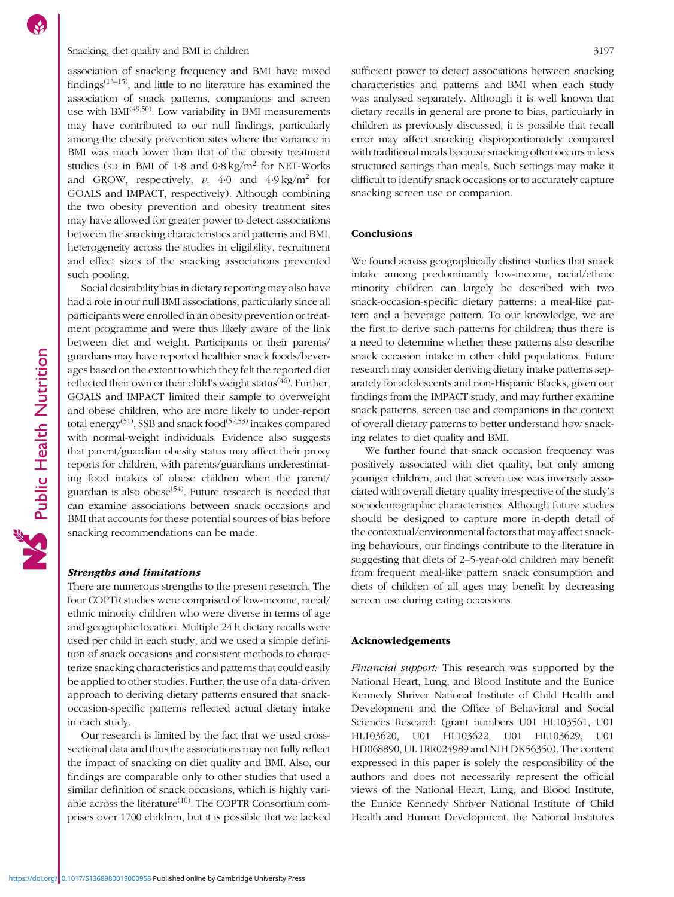association of snacking frequency and BMI have mixed findings[13–15], and little to no literature has examined the association of snack patterns, companions and screen use with BMI[49,50]. Low variability in BMI measurements may have contributed to our null findings, particularly among the obesity prevention sites where the variance in BMI was much lower than that of the obesity treatment studies (SD in BMI of 1·8 and 0·8 kg/m$^2$ for NET-Works and GROW, respectively, *v.* 4·0 and 4·9 kg/m$^2$ for GOALS and IMPACT, respectively). Although combining the two obesity prevention and obesity treatment sites may have allowed for greater power to detect associations between the snacking characteristics and patterns and BMI, heterogeneity across the studies in eligibility, recruitment and effect sizes of the snacking associations prevented such pooling.

Social desirability bias in dietary reporting may also have had a role in our null BMI associations, particularly since all participants were enrolled in an obesity prevention or treatment programme and were thus likely aware of the link between diet and weight. Participants or their parents/guardians may have reported healthier snack foods/beverages based on the extent to which they felt the reported diet reflected their own or their child's weight status[46]. Further, GOALS and IMPACT limited their sample to overweight and obese children, who are more likely to under-report total energy[51], SSB and snack food[52,53] intakes compared with normal-weight individuals. Evidence also suggests that parent/guardian obesity status may affect their proxy reports for children, with parents/guardians underestimating food intakes of obese children when the parent/guardian is also obese[54]. Future research is needed that can examine associations between snack occasions and BMI that accounts for these potential sources of bias before snacking recommendations can be made.

### *Strengths and limitations*

There are numerous strengths to the present research. The four COPTR studies were comprised of low-income, racial/ethnic minority children who were diverse in terms of age and geographic location. Multiple 24 h dietary recalls were used per child in each study, and we used a simple definition of snack occasions and consistent methods to characterize snacking characteristics and patterns that could easily be applied to other studies. Further, the use of a data-driven approach to deriving dietary patterns ensured that snack-occasion-specific patterns reflected actual dietary intake in each study.

Our research is limited by the fact that we used cross-sectional data and thus the associations may not fully reflect the impact of snacking on diet quality and BMI. Also, our findings are comparable only to other studies that used a similar definition of snack occasions, which is highly variable across the literature[10]. The COPTR Consortium comprises over 1700 children, but it is possible that we lacked sufficient power to detect associations between snacking characteristics and patterns and BMI when each study was analysed separately. Although it is well known that dietary recalls in general are prone to bias, particularly in children as previously discussed, it is possible that recall error may affect snacking disproportionately compared with traditional meals because snacking often occurs in less structured settings than meals. Such settings may make it difficult to identify snack occasions or to accurately capture snacking screen use or companion.

## Conclusions

We found across geographically distinct studies that snack intake among predominantly low-income, racial/ethnic minority children can largely be described with two snack-occasion-specific dietary patterns: a meal-like pattern and a beverage pattern. To our knowledge, we are the first to derive such patterns for children; thus there is a need to determine whether these patterns also describe snack occasion intake in other child populations. Future research may consider deriving dietary intake patterns separately for adolescents and non-Hispanic Blacks, given our findings from the IMPACT study, and may further examine snack patterns, screen use and companions in the context of overall dietary patterns to better understand how snacking relates to diet quality and BMI.

We further found that snack occasion frequency was positively associated with diet quality, but only among younger children, and that screen use was inversely associated with overall dietary quality irrespective of the study's sociodemographic characteristics. Although future studies should be designed to capture more in-depth detail of the contextual/environmental factors that may affect snacking behaviours, our findings contribute to the literature in suggesting that diets of 2–5-year-old children may benefit from frequent meal-like pattern snack consumption and diets of children of all ages may benefit by decreasing screen use during eating occasions.

## Acknowledgements

*Financial support:* This research was supported by the National Heart, Lung, and Blood Institute and the Eunice Kennedy Shriver National Institute of Child Health and Development and the Office of Behavioral and Social Sciences Research (grant numbers U01 HL103561, U01 HL103620, U01 HL103622, U01 HL103629, U01 HD068890, UL 1RR024989 and NIH DK56350). The content expressed in this paper is solely the responsibility of the authors and does not necessarily represent the official views of the National Heart, Lung, and Blood Institute, the Eunice Kennedy Shriver National Institute of Child Health and Human Development, the National Institutes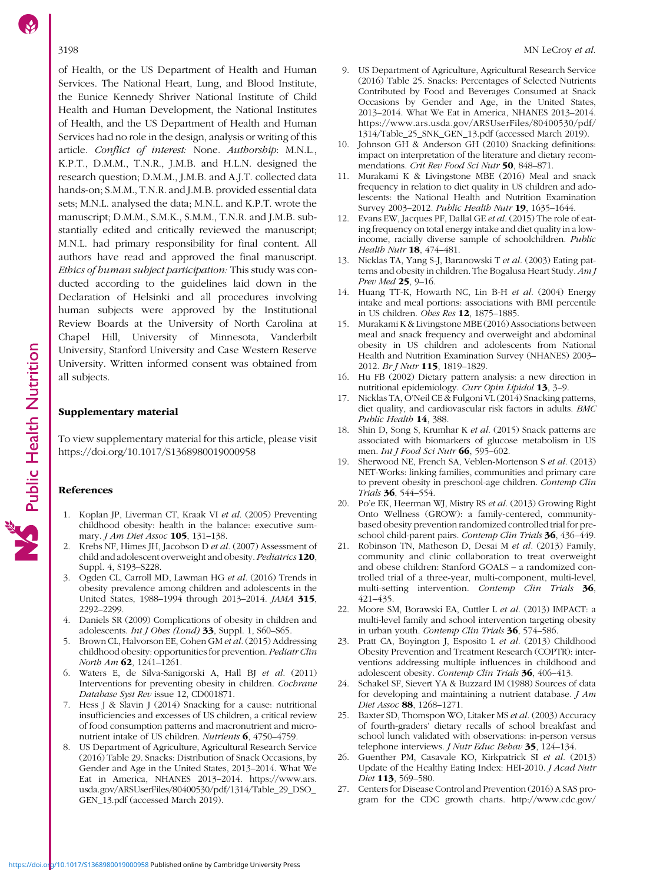of Health, or the US Department of Health and Human Services. The National Heart, Lung, and Blood Institute, the Eunice Kennedy Shriver National Institute of Child Health and Human Development, the National Institutes of Health, and the US Department of Health and Human Services had no role in the design, analysis or writing of this article. *Conflict of interest:* None. *Authorship*: M.N.L., K.P.T., D.M.M., T.N.R., J.M.B. and H.L.N. designed the research question; D.M.M., J.M.B. and A.J.T. collected data hands-on; S.M.M., T.N.R. and J.M.B. provided essential data sets; M.N.L. analysed the data; M.N.L. and K.P.T. wrote the manuscript; D.M.M., S.M.K., S.M.M., T.N.R. and J.M.B. substantially edited and critically reviewed the manuscript; M.N.L. had primary responsibility for final content. All authors have read and approved the final manuscript. *Ethics of human subject participation:* This study was conducted according to the guidelines laid down in the Declaration of Helsinki and all procedures involving human subjects were approved by the Institutional Review Boards at the University of North Carolina at Chapel Hill, University of Minnesota, Vanderbilt University, Stanford University and Case Western Reserve University. Written informed consent was obtained from all subjects.

## Supplementary material

To view supplementary material for this article, please visit https://doi.org/10.1017/S1368980019000958

## References

1. Koplan JP, Liverman CT, Kraak VI *et al.* (2005) Preventing childhood obesity: health in the balance: executive summary. *J Am Diet Assoc* **105**, 131–138.
2. Krebs NF, Himes JH, Jacobson D *et al.* (2007) Assessment of child and adolescent overweight and obesity. *Pediatrics* **120**, Suppl. 4, S193–S228.
3. Ogden CL, Carroll MD, Lawman HG *et al.* (2016) Trends in obesity prevalence among children and adolescents in the United States, 1988–1994 through 2013–2014. *JAMA* **315**, 2292–2299.
4. Daniels SR (2009) Complications of obesity in children and adolescents. *Int J Obes (Lond)* **33**, Suppl. 1, S60–S65.
5. Brown CL, Halvorson EE, Cohen GM *et al.* (2015) Addressing childhood obesity: opportunities for prevention. *Pediatr Clin North Am* **62**, 1241–1261.
6. Waters E, de Silva-Sanigorski A, Hall BJ *et al.* (2011) Interventions for preventing obesity in children. *Cochrane Database Syst Rev* issue 12, CD001871.
7. Hess J & Slavin J (2014) Snacking for a cause: nutritional insufficiencies and excesses of US children, a critical review of food consumption patterns and macronutrient and micronutrient intake of US children. *Nutrients* **6**, 4750–4759.
8. US Department of Agriculture, Agricultural Research Service (2016) Table 29. Snacks: Distribution of Snack Occasions, by Gender and Age in the United States, 2013–2014. What We Eat in America, NHANES 2013–2014. https://www.ars.usda.gov/ARSUserFiles/80400530/pdf/1314/Table_29_DSO_GEN_13.pdf (accessed March 2019).
9. US Department of Agriculture, Agricultural Research Service (2016) Table 25. Snacks: Percentages of Selected Nutrients Contributed by Food and Beverages Consumed at Snack Occasions by Gender and Age, in the United States, 2013–2014. What We Eat in America, NHANES 2013–2014. https://www.ars.usda.gov/ARSUserFiles/80400530/pdf/1314/Table_25_SNK_GEN_13.pdf (accessed March 2019).
10. Johnson GH & Anderson GH (2010) Snacking definitions: impact on interpretation of the literature and dietary recommendations. *Crit Rev Food Sci Nutr* **50**, 848–871.
11. Murakami K & Livingstone MBE (2016) Meal and snack frequency in relation to diet quality in US children and adolescents: the National Health and Nutrition Examination Survey 2003–2012. *Public Health Nutr* **19**, 1635–1644.
12. Evans EW, Jacques PF, Dallal GE *et al.* (2015) The role of eating frequency on total energy intake and diet quality in a low-income, racially diverse sample of schoolchildren. *Public Health Nutr* **18**, 474–481.
13. Nicklas TA, Yang S-J, Baranowski T *et al.* (2003) Eating patterns and obesity in children. The Bogalusa Heart Study. *Am J Prev Med* **25**, 9–16.
14. Huang TT-K, Howarth NC, Lin B-H *et al.* (2004) Energy intake and meal portions: associations with BMI percentile in US children. *Obes Res* **12**, 1875–1885.
15. Murakami K & Livingstone MBE (2016) Associations between meal and snack frequency and overweight and abdominal obesity in US children and adolescents from National Health and Nutrition Examination Survey (NHANES) 2003–2012. *Br J Nutr* **115**, 1819–1829.
16. Hu FB (2002) Dietary pattern analysis: a new direction in nutritional epidemiology. *Curr Opin Lipidol* **13**, 3–9.
17. Nicklas TA, O'Neil CE & Fulgoni VL (2014) Snacking patterns, diet quality, and cardiovascular risk factors in adults. *BMC Public Health* **14**, 388.
18. Shin D, Song S, Krumhar K *et al.* (2015) Snack patterns are associated with biomarkers of glucose metabolism in US men. *Int J Food Sci Nutr* **66**, 595–602.
19. Sherwood NE, French SA, Veblen-Mortenson S *et al.* (2013) NET-Works: linking families, communities and primary care to prevent obesity in preschool-age children. *Contemp Clin Trials* **36**, 544–554.
20. Po'e EK, Heerman WJ, Mistry RS *et al.* (2013) Growing Right Onto Wellness (GROW): a family-centered, community-based obesity prevention randomized controlled trial for preschool child-parent pairs. *Contemp Clin Trials* **36**, 436–449.
21. Robinson TN, Matheson D, Desai M *et al.* (2013) Family, community and clinic collaboration to treat overweight and obese children: Stanford GOALS – a randomized controlled trial of a three-year, multi-component, multi-level, multi-setting intervention. *Contemp Clin Trials* **36**, 421–435.
22. Moore SM, Borawski EA, Cuttler L *et al.* (2013) IMPACT: a multi-level family and school intervention targeting obesity in urban youth. *Contemp Clin Trials* **36**, 574–586.
23. Pratt CA, Boyington J, Esposito L *et al.* (2013) Childhood Obesity Prevention and Treatment Research (COPTR): interventions addressing multiple influences in childhood and adolescent obesity. *Contemp Clin Trials* **36**, 406–413.
24. Schakel SF, Sievert YA & Buzzard IM (1988) Sources of data for developing and maintaining a nutrient database. *J Am Diet Assoc* **88**, 1268–1271.
25. Baxter SD, Thompson WO, Litaker MS *et al.* (2003) Accuracy of fourth-graders' dietary recalls of school breakfast and school lunch validated with observations: in-person versus telephone interviews. *J Nutr Educ Behav* **35**, 124–134.
26. Guenther PM, Casavale KO, Kirkpatrick SI *et al.* (2013) Update of the Healthy Eating Index: HEI-2010. *J Acad Nutr Diet* **113**, 569–580.
27. Centers for Disease Control and Prevention (2016) A SAS program for the CDC growth charts. http://www.cdc.gov/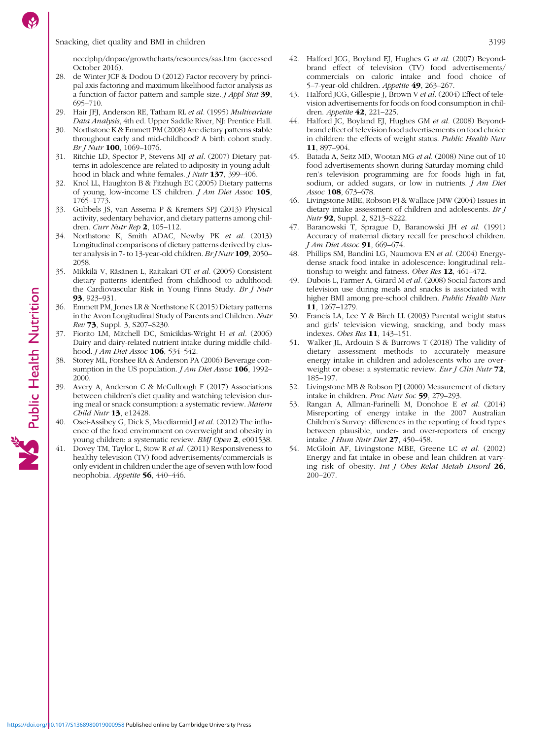nccdphp/dnpao/growthcharts/resources/sas.htm (accessed October 2016).

28. de Winter JCF & Dodou D (2012) Factor recovery by principal axis factoring and maximum likelihood factor analysis as a function of factor pattern and sample size. *J Appl Stat* **39**, 695–710.
29. Hair JFJ, Anderson RE, Tatham RL *et al.* (1995) *Multivariate Data Analysis*, 4th ed. Upper Saddle River, NJ: Prentice Hall.
30. Northstone K & Emmett PM (2008) Are dietary patterns stable throughout early and mid-childhood? A birth cohort study. *Br J Nutr* **100**, 1069–1076.
31. Ritchie LD, Spector P, Stevens MJ *et al.* (2007) Dietary patterns in adolescence are related to adiposity in young adulthood in black and white females. *J Nutr* **137**, 399–406.
32. Knol LL, Haughton B & Fitzhugh EC (2005) Dietary patterns of young, low-income US children. *J Am Diet Assoc* **105**, 1765–1773.
33. Gubbels JS, van Assema P & Kremers SPJ (2013) Physical activity, sedentary behavior, and dietary patterns among children. *Curr Nutr Rep* **2**, 105–112.
34. Northstone K, Smith ADAC, Newby PK *et al.* (2013) Longitudinal comparisons of dietary patterns derived by cluster analysis in 7- to 13-year-old children. *Br J Nutr* **109**, 2050–2058.
35. Mikkilä V, Räsänen L, Raitakari OT *et al.* (2005) Consistent dietary patterns identified from childhood to adulthood: the Cardiovascular Risk in Young Finns Study. *Br J Nutr* **93**, 923–931.
36. Emmett PM, Jones LR & Northstone K (2015) Dietary patterns in the Avon Longitudinal Study of Parents and Children. *Nutr Rev* **73**, Suppl. 3, S207–S230.
37. Fiorito LM, Mitchell DC, Smiciklas-Wright H *et al.* (2006) Dairy and dairy-related nutrient intake during middle childhood. *J Am Diet Assoc* **106**, 534–542.
38. Storey ML, Forshee RA & Anderson PA (2006) Beverage consumption in the US population. *J Am Diet Assoc* **106**, 1992–2000.
39. Avery A, Anderson C & McCullough F (2017) Associations between children's diet quality and watching television during meal or snack consumption: a systematic review. *Matern Child Nutr* **13**, e12428.
40. Osei-Assibey G, Dick S, Macdiarmid J *et al.* (2012) The influence of the food environment on overweight and obesity in young children: a systematic review. *BMJ Open* **2**, e001538.
41. Dovey TM, Taylor L, Stow R *et al.* (2011) Responsiveness to healthy television (TV) food advertisements/commercials is only evident in children under the age of seven with low food neophobia. *Appetite* **56**, 440–446.
42. Halford JCG, Boyland EJ, Hughes G *et al.* (2007) Beyond-brand effect of television (TV) food advertisements/commercials on caloric intake and food choice of 5–7-year-old children. *Appetite* **49**, 263–267.
43. Halford JCG, Gillespie J, Brown V *et al.* (2004) Effect of television advertisements for foods on food consumption in children. *Appetite* **42**, 221–225.
44. Halford JC, Boyland EJ, Hughes GM *et al.* (2008) Beyond-brand effect of television food advertisements on food choice in children: the effects of weight status. *Public Health Nutr* **11**, 897–904.
45. Batada A, Seitz MD, Wootan MG *et al.* (2008) Nine out of 10 food advertisements shown during Saturday morning children's television programming are for foods high in fat, sodium, or added sugars, or low in nutrients. *J Am Diet Assoc* **108**, 673–678.
46. Livingstone MBE, Robson PJ & Wallace JMW (2004) Issues in dietary intake assessment of children and adolescents. *Br J Nutr* **92**, Suppl. 2, S213–S222.
47. Baranowski T, Sprague D, Baranowski JH *et al.* (1991) Accuracy of maternal dietary recall for preschool children. *J Am Diet Assoc* **91**, 669–674.
48. Phillips SM, Bandini LG, Naumova EN *et al.* (2004) Energy-dense snack food intake in adolescence: longitudinal relationship to weight and fatness. *Obes Res* **12**, 461–472.
49. Dubois L, Farmer A, Girard M *et al.* (2008) Social factors and television use during meals and snacks is associated with higher BMI among pre-school children. *Public Health Nutr* **11**, 1267–1279.
50. Francis LA, Lee Y & Birch LL (2003) Parental weight status and girls' television viewing, snacking, and body mass indexes. *Obes Res* **11**, 143–151.
51. Walker JL, Ardouin S & Burrows T (2018) The validity of dietary assessment methods to accurately measure energy intake in children and adolescents who are overweight or obese: a systematic review. *Eur J Clin Nutr* **72**, 185–197.
52. Livingstone MB & Robson PJ (2000) Measurement of dietary intake in children. *Proc Nutr Soc* **59**, 279–293.
53. Rangan A, Allman-Farinelli M, Donohoe E *et al.* (2014) Misreporting of energy intake in the 2007 Australian Children's Survey: differences in the reporting of food types between plausible, under- and over-reporters of energy intake. *J Hum Nutr Diet* **27**, 450–458.
54. McGloin AF, Livingstone MBE, Greene LC *et al.* (2002) Energy and fat intake in obese and lean children at varying risk of obesity. *Int J Obes Relat Metab Disord* **26**, 200–207.